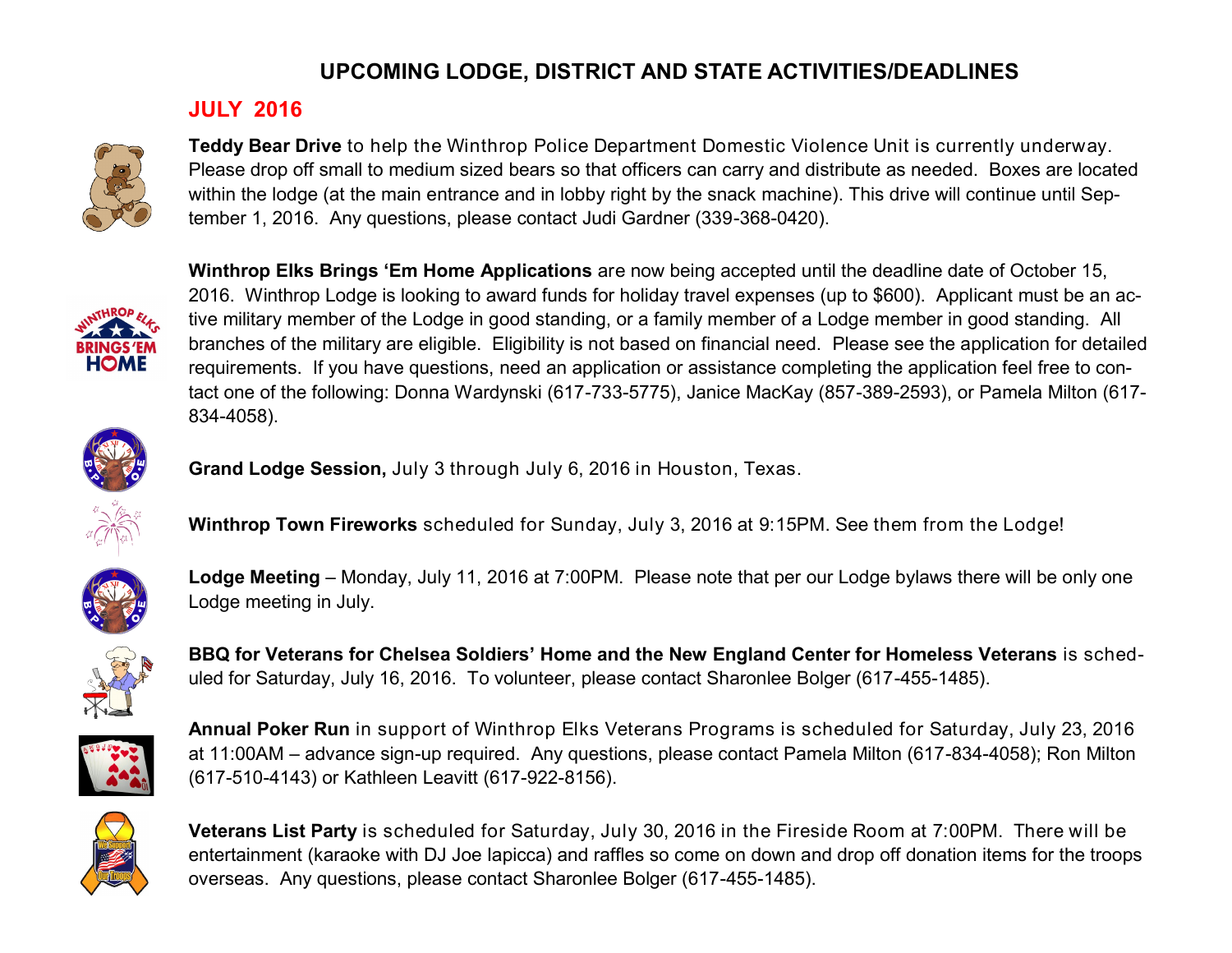# UPCOMING LODGE, DISTRICT AND STATE ACTIVITIES/DEADLINES

## JULY 2016

**Teddy Bear Drive** to help the Winthrop Police Department Domestic Violence Unit is currently underway. Please drop off small to medium sized bears so that officers can carry and distribute as needed. Boxes are located within the lodge (at the main entrance and in lobby right by the snack machine). This drive will continue until September 1, 2016. Any questions, please contact Judi Gardner (339-368-0420).

**Winthrop Elks Brings 'Em Home Applications** are now being accepted until the deadline date of October 15, 2016. Winthrop Lodge is looking to award funds for holiday travel expenses (up to $600). Applicant must be an active military member of the Lodge in good standing, or a family member of a Lodge member in good standing. All branches of the military are eligible. Eligibility is not based on financial need. Please see the application for detailed requirements. If you have questions, need an application or assistance completing the application feel free to contact one of the following: Donna Wardynski (617-733-5775), Janice MacKay (857-389-2593), or Pamela Milton (617-834-4058).

**Grand Lodge Session,** July 3 through July 6, 2016 in Houston, Texas.

**Winthrop Town Fireworks** scheduled for Sunday, July 3, 2016 at 9:15PM. See them from the Lodge!

**Lodge Meeting** – Monday, July 11, 2016 at 7:00PM. Please note that per our Lodge bylaws there will be only one Lodge meeting in July.

**BBQ for Veterans for Chelsea Soldiers' Home and the New England Center for Homeless Veterans** is scheduled for Saturday, July 16, 2016. To volunteer, please contact Sharonlee Bolger (617-455-1485).

**Annual Poker Run** in support of Winthrop Elks Veterans Programs is scheduled for Saturday, July 23, 2016 at 11:00AM – advance sign-up required. Any questions, please contact Pamela Milton (617-834-4058); Ron Milton (617-510-4143) or Kathleen Leavitt (617-922-8156).

**Veterans List Party** is scheduled for Saturday, July 30, 2016 in the Fireside Room at 7:00PM. There will be entertainment (karaoke with DJ Joe Iapicca) and raffles so come on down and drop off donation items for the troops overseas. Any questions, please contact Sharonlee Bolger (617-455-1485).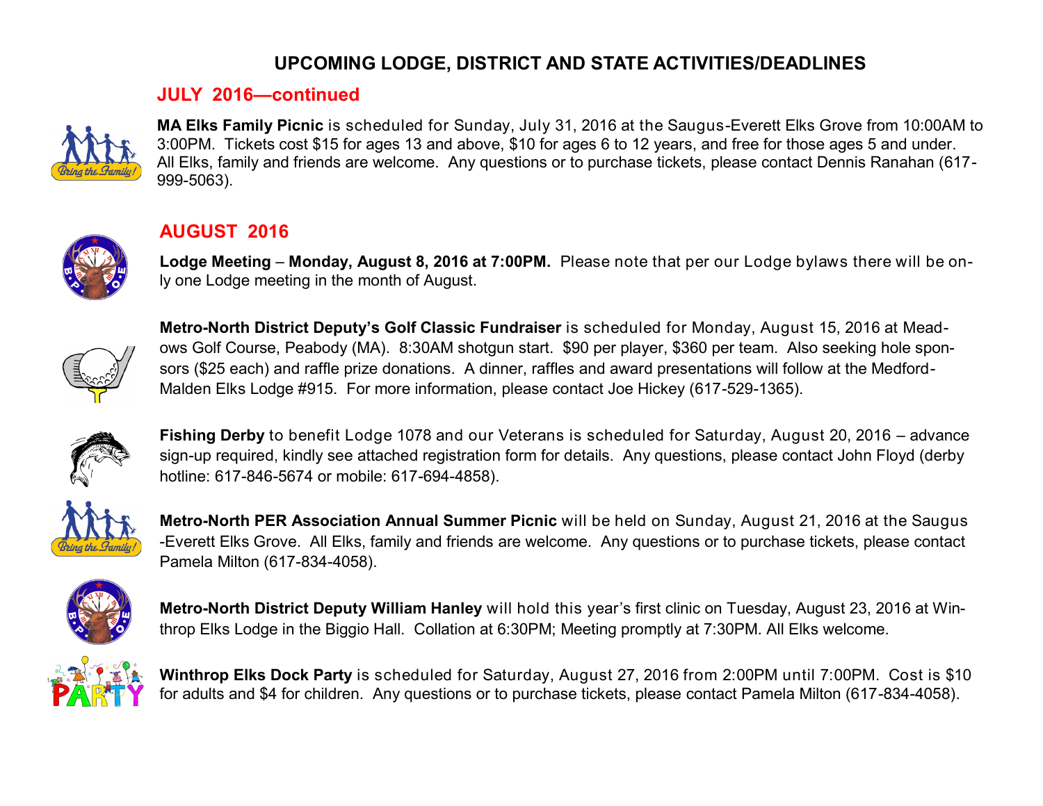# UPCOMING LODGE, DISTRICT AND STATE ACTIVITIES/DEADLINES

## JULY 2016—continued

**MA Elks Family Picnic** is scheduled for Sunday, July 31, 2016 at the Saugus-Everett Elks Grove from 10:00AM to 3:00PM. Tickets cost $15 for ages 13 and above, $10 for ages 6 to 12 years, and free for those ages 5 and under. All Elks, family and friends are welcome. Any questions or to purchase tickets, please contact Dennis Ranahan (617-999-5063).

## AUGUST 2016

**Lodge Meeting – Monday, August 8, 2016 at 7:00PM.** Please note that per our Lodge bylaws there will be only one Lodge meeting in the month of August.

**Metro-North District Deputy's Golf Classic Fundraiser** is scheduled for Monday, August 15, 2016 at Meadows Golf Course, Peabody (MA). 8:30AM shotgun start. $90 per player, $360 per team. Also seeking hole sponsors ($25 each) and raffle prize donations. A dinner, raffles and award presentations will follow at the Medford-Malden Elks Lodge #915. For more information, please contact Joe Hickey (617-529-1365).

**Fishing Derby** to benefit Lodge 1078 and our Veterans is scheduled for Saturday, August 20, 2016 – advance sign-up required, kindly see attached registration form for details. Any questions, please contact John Floyd (derby hotline: 617-846-5674 or mobile: 617-694-4858).

**Metro-North PER Association Annual Summer Picnic** will be held on Sunday, August 21, 2016 at the Saugus-Everett Elks Grove. All Elks, family and friends are welcome. Any questions or to purchase tickets, please contact Pamela Milton (617-834-4058).

**Metro-North District Deputy William Hanley** will hold this year's first clinic on Tuesday, August 23, 2016 at Winthrop Elks Lodge in the Biggio Hall. Collation at 6:30PM; Meeting promptly at 7:30PM. All Elks welcome.

**Winthrop Elks Dock Party** is scheduled for Saturday, August 27, 2016 from 2:00PM until 7:00PM. Cost is $10 for adults and $4 for children. Any questions or to purchase tickets, please contact Pamela Milton (617-834-4058).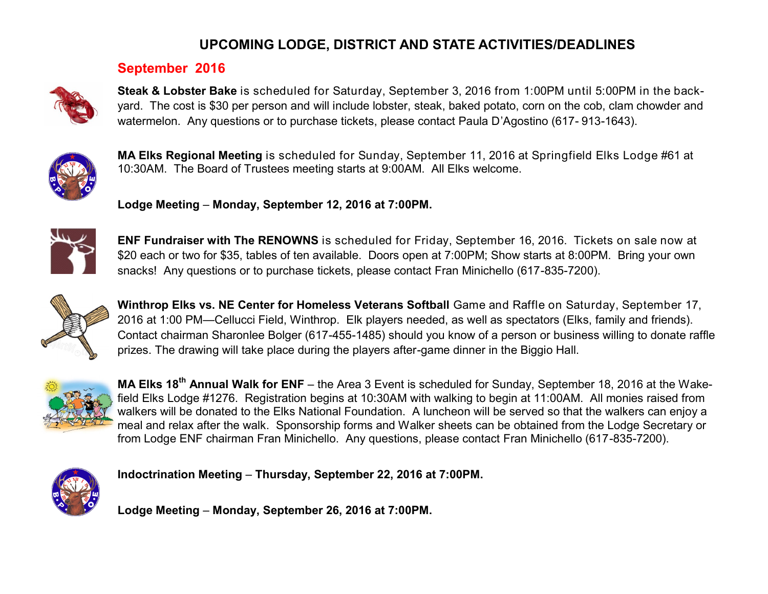# UPCOMING LODGE, DISTRICT AND STATE ACTIVITIES/DEADLINES

## September 2016

**Steak & Lobster Bake** is scheduled for Saturday, September 3, 2016 from 1:00PM until 5:00PM in the back-yard. The cost is $30 per person and will include lobster, steak, baked potato, corn on the cob, clam chowder and watermelon. Any questions or to purchase tickets, please contact Paula D'Agostino (617- 913-1643).

**MA Elks Regional Meeting** is scheduled for Sunday, September 11, 2016 at Springfield Elks Lodge #61 at 10:30AM. The Board of Trustees meeting starts at 9:00AM. All Elks welcome.

**Lodge Meeting – Monday, September 12, 2016 at 7:00PM.**

**ENF Fundraiser with The RENOWNS** is scheduled for Friday, September 16, 2016. Tickets on sale now at $20 each or two for $35, tables of ten available. Doors open at 7:00PM; Show starts at 8:00PM. Bring your own snacks! Any questions or to purchase tickets, please contact Fran Minichello (617-835-7200).

**Winthrop Elks vs. NE Center for Homeless Veterans Softball** Game and Raffle on Saturday, September 17, 2016 at 1:00 PM—Cellucci Field, Winthrop. Elk players needed, as well as spectators (Elks, family and friends). Contact chairman Sharonlee Bolger (617-455-1485) should you know of a person or business willing to donate raffle prizes. The drawing will take place during the players after-game dinner in the Biggio Hall.

**MA Elks 18th Annual Walk for ENF** – the Area 3 Event is scheduled for Sunday, September 18, 2016 at the Wakefield Elks Lodge #1276. Registration begins at 10:30AM with walking to begin at 11:00AM. All monies raised from walkers will be donated to the Elks National Foundation. A luncheon will be served so that the walkers can enjoy a meal and relax after the walk. Sponsorship forms and Walker sheets can be obtained from the Lodge Secretary or from Lodge ENF chairman Fran Minichello. Any questions, please contact Fran Minichello (617-835-7200).

**Indoctrination Meeting – Thursday, September 22, 2016 at 7:00PM.**

**Lodge Meeting – Monday, September 26, 2016 at 7:00PM.**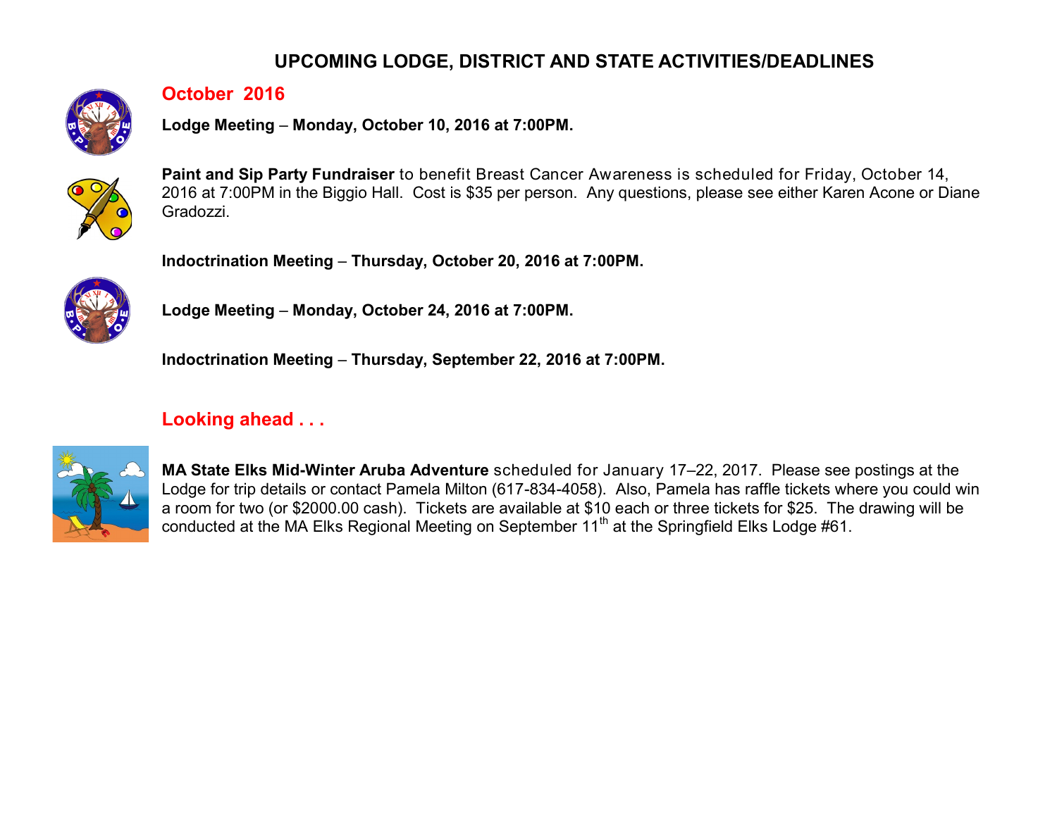# UPCOMING LODGE, DISTRICT AND STATE ACTIVITIES/DEADLINES

## October 2016

**Lodge Meeting – Monday, October 10, 2016 at 7:00PM.**

**Paint and Sip Party Fundraiser** to benefit Breast Cancer Awareness is scheduled for Friday, October 14, 2016 at 7:00PM in the Biggio Hall. Cost is $35 per person. Any questions, please see either Karen Acone or Diane Gradozzi.

**Indoctrination Meeting – Thursday, October 20, 2016 at 7:00PM.**

**Lodge Meeting – Monday, October 24, 2016 at 7:00PM.**

**Indoctrination Meeting – Thursday, September 22, 2016 at 7:00PM.**

## Looking ahead . . .

**MA State Elks Mid-Winter Aruba Adventure** scheduled for January 17–22, 2017. Please see postings at the Lodge for trip details or contact Pamela Milton (617-834-4058). Also, Pamela has raffle tickets where you could win a room for two (or $2000.00 cash). Tickets are available at $10 each or three tickets for $25. The drawing will be conducted at the MA Elks Regional Meeting on September 11th at the Springfield Elks Lodge #61.